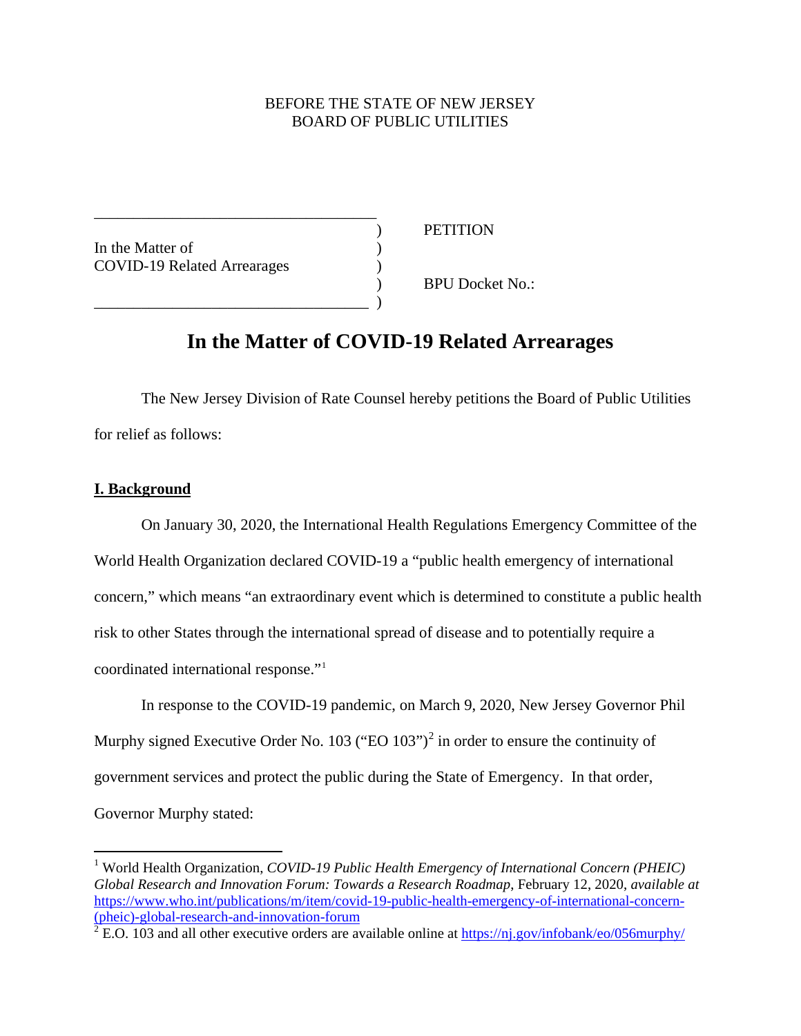BEFORE THE STATE OF NEW JERSEY
BOARD OF PUBLIC UTILITIES

| | | |
|---|---|---|
| In the Matter of COVID-19 Related Arrearages | ) | PETITION |
| | ) | BPU Docket No.: |

# In the Matter of COVID-19 Related Arrearages

The New Jersey Division of Rate Counsel hereby petitions the Board of Public Utilities for relief as follows:

## I. Background

On January 30, 2020, the International Health Regulations Emergency Committee of the World Health Organization declared COVID-19 a "public health emergency of international concern," which means "an extraordinary event which is determined to constitute a public health risk to other States through the international spread of disease and to potentially require a coordinated international response."[1]

In response to the COVID-19 pandemic, on March 9, 2020, New Jersey Governor Phil Murphy signed Executive Order No. 103 ("EO 103")[2] in order to ensure the continuity of government services and protect the public during the State of Emergency. In that order, Governor Murphy stated:

---

[1] World Health Organization, *COVID-19 Public Health Emergency of International Concern (PHEIC) Global Research and Innovation Forum: Towards a Research Roadmap*, February 12, 2020, *available at* https://www.who.int/publications/m/item/covid-19-public-health-emergency-of-international-concern-(pheic)-global-research-and-innovation-forum

[2] E.O. 103 and all other executive orders are available online at https://nj.gov/infobank/eo/056murphy/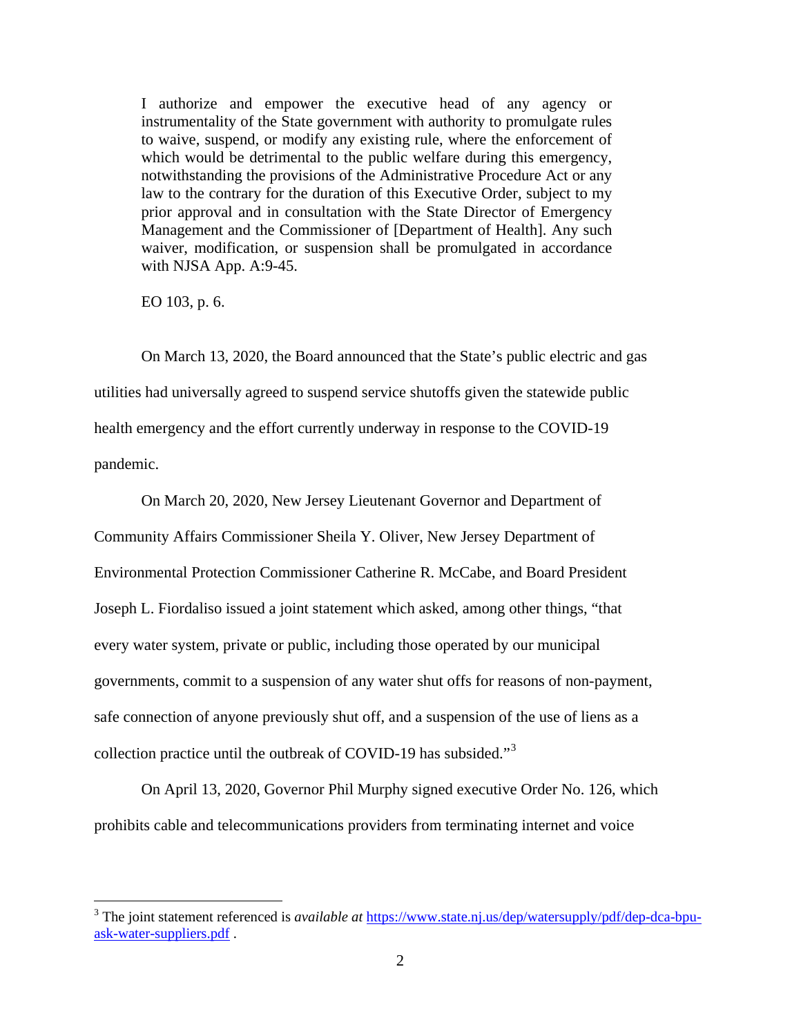> I authorize and empower the executive head of any agency or instrumentality of the State government with authority to promulgate rules to waive, suspend, or modify any existing rule, where the enforcement of which would be detrimental to the public welfare during this emergency, notwithstanding the provisions of the Administrative Procedure Act or any law to the contrary for the duration of this Executive Order, subject to my prior approval and in consultation with the State Director of Emergency Management and the Commissioner of [Department of Health]. Any such waiver, modification, or suspension shall be promulgated in accordance with NJSA App. A:9-45.
>
> EO 103, p. 6.

On March 13, 2020, the Board announced that the State's public electric and gas utilities had universally agreed to suspend service shutoffs given the statewide public health emergency and the effort currently underway in response to the COVID-19 pandemic.

On March 20, 2020, New Jersey Lieutenant Governor and Department of Community Affairs Commissioner Sheila Y. Oliver, New Jersey Department of Environmental Protection Commissioner Catherine R. McCabe, and Board President Joseph L. Fiordaliso issued a joint statement which asked, among other things, "that every water system, private or public, including those operated by our municipal governments, commit to a suspension of any water shut offs for reasons of non-payment, safe connection of anyone previously shut off, and a suspension of the use of liens as a collection practice until the outbreak of COVID-19 has subsided."[3]

On April 13, 2020, Governor Phil Murphy signed executive Order No. 126, which prohibits cable and telecommunications providers from terminating internet and voice

---

[3] The joint statement referenced is *available at* https://www.state.nj.us/dep/watersupply/pdf/dep-dca-bpu-ask-water-suppliers.pdf .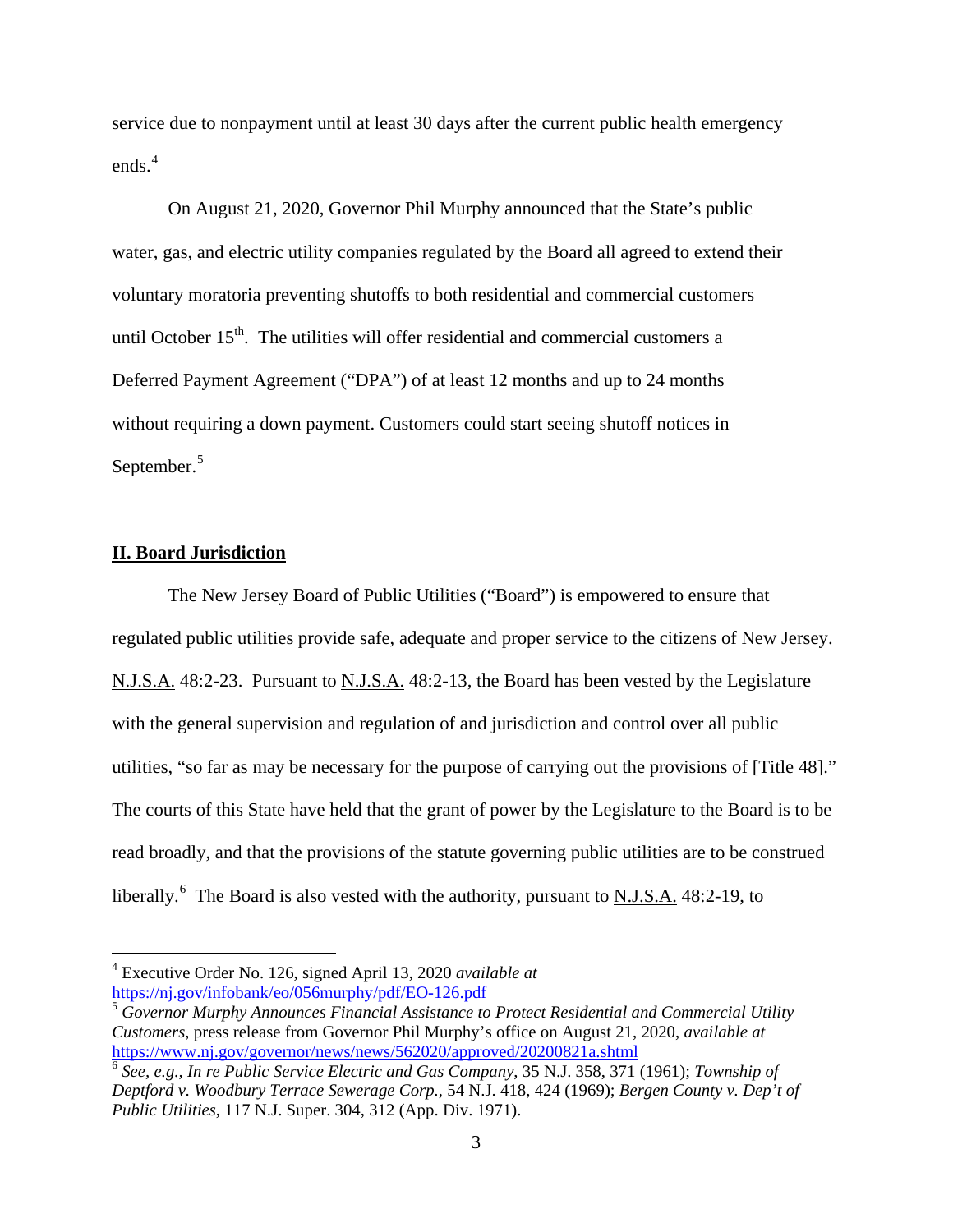service due to nonpayment until at least 30 days after the current public health emergency ends.[4]

On August 21, 2020, Governor Phil Murphy announced that the State's public water, gas, and electric utility companies regulated by the Board all agreed to extend their voluntary moratoria preventing shutoffs to both residential and commercial customers until October 15th. The utilities will offer residential and commercial customers a Deferred Payment Agreement ("DPA") of at least 12 months and up to 24 months without requiring a down payment. Customers could start seeing shutoff notices in September.[5]

## II. Board Jurisdiction

The New Jersey Board of Public Utilities ("Board") is empowered to ensure that regulated public utilities provide safe, adequate and proper service to the citizens of New Jersey. N.J.S.A. 48:2-23. Pursuant to N.J.S.A. 48:2-13, the Board has been vested by the Legislature with the general supervision and regulation of and jurisdiction and control over all public utilities, "so far as may be necessary for the purpose of carrying out the provisions of [Title 48]." The courts of this State have held that the grant of power by the Legislature to the Board is to be read broadly, and that the provisions of the statute governing public utilities are to be construed liberally.[6] The Board is also vested with the authority, pursuant to N.J.S.A. 48:2-19, to

---

[4] Executive Order No. 126, signed April 13, 2020 *available at* https://nj.gov/infobank/eo/056murphy/pdf/EO-126.pdf

[5] *Governor Murphy Announces Financial Assistance to Protect Residential and Commercial Utility Customers*, press release from Governor Phil Murphy's office on August 21, 2020, *available at* https://www.nj.gov/governor/news/news/562020/approved/20200821a.shtml

[6] *See, e.g.*, *In re Public Service Electric and Gas Company*, 35 N.J. 358, 371 (1961); *Township of Deptford v. Woodbury Terrace Sewerage Corp.*, 54 N.J. 418, 424 (1969); *Bergen County v. Dep't of Public Utilities*, 117 N.J. Super. 304, 312 (App. Div. 1971).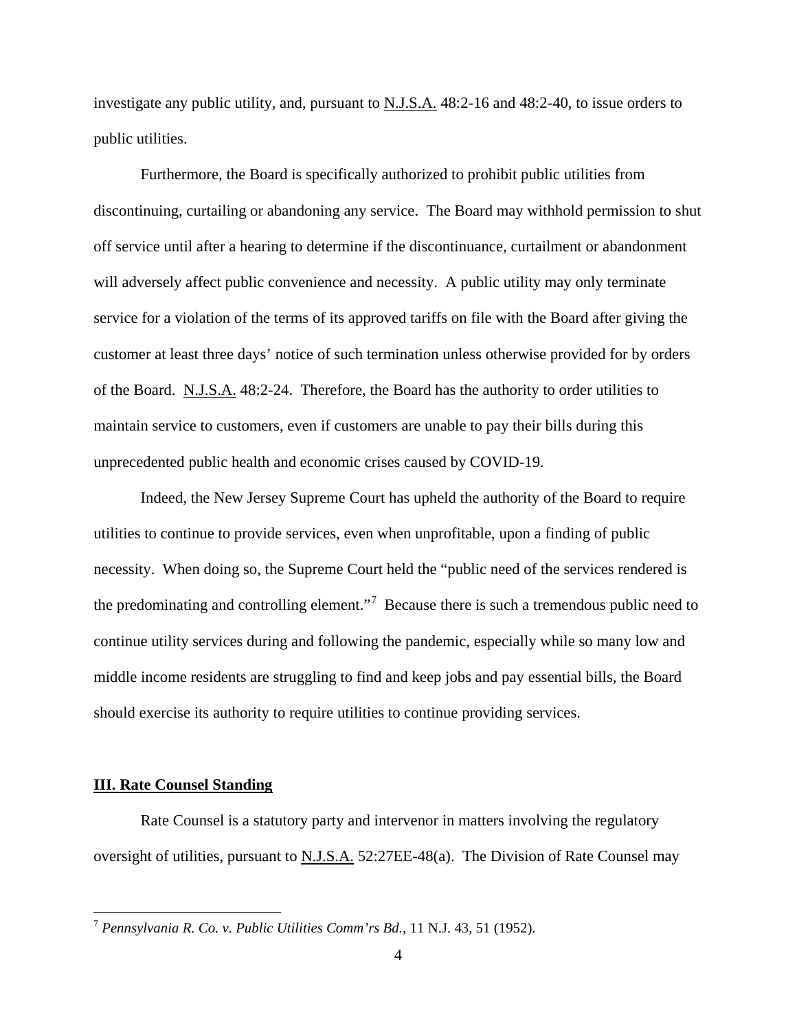investigate any public utility, and, pursuant to N.J.S.A. 48:2-16 and 48:2-40, to issue orders to public utilities.

Furthermore, the Board is specifically authorized to prohibit public utilities from discontinuing, curtailing or abandoning any service. The Board may withhold permission to shut off service until after a hearing to determine if the discontinuance, curtailment or abandonment will adversely affect public convenience and necessity. A public utility may only terminate service for a violation of the terms of its approved tariffs on file with the Board after giving the customer at least three days' notice of such termination unless otherwise provided for by orders of the Board. N.J.S.A. 48:2-24. Therefore, the Board has the authority to order utilities to maintain service to customers, even if customers are unable to pay their bills during this unprecedented public health and economic crises caused by COVID-19.

Indeed, the New Jersey Supreme Court has upheld the authority of the Board to require utilities to continue to provide services, even when unprofitable, upon a finding of public necessity. When doing so, the Supreme Court held the "public need of the services rendered is the predominating and controlling element."[7] Because there is such a tremendous public need to continue utility services during and following the pandemic, especially while so many low and middle income residents are struggling to find and keep jobs and pay essential bills, the Board should exercise its authority to require utilities to continue providing services.

## **III. Rate Counsel Standing**

Rate Counsel is a statutory party and intervenor in matters involving the regulatory oversight of utilities, pursuant to N.J.S.A. 52:27EE-48(a). The Division of Rate Counsel may

---

[7] *Pennsylvania R. Co. v. Public Utilities Comm'rs Bd.*, 11 N.J. 43, 51 (1952).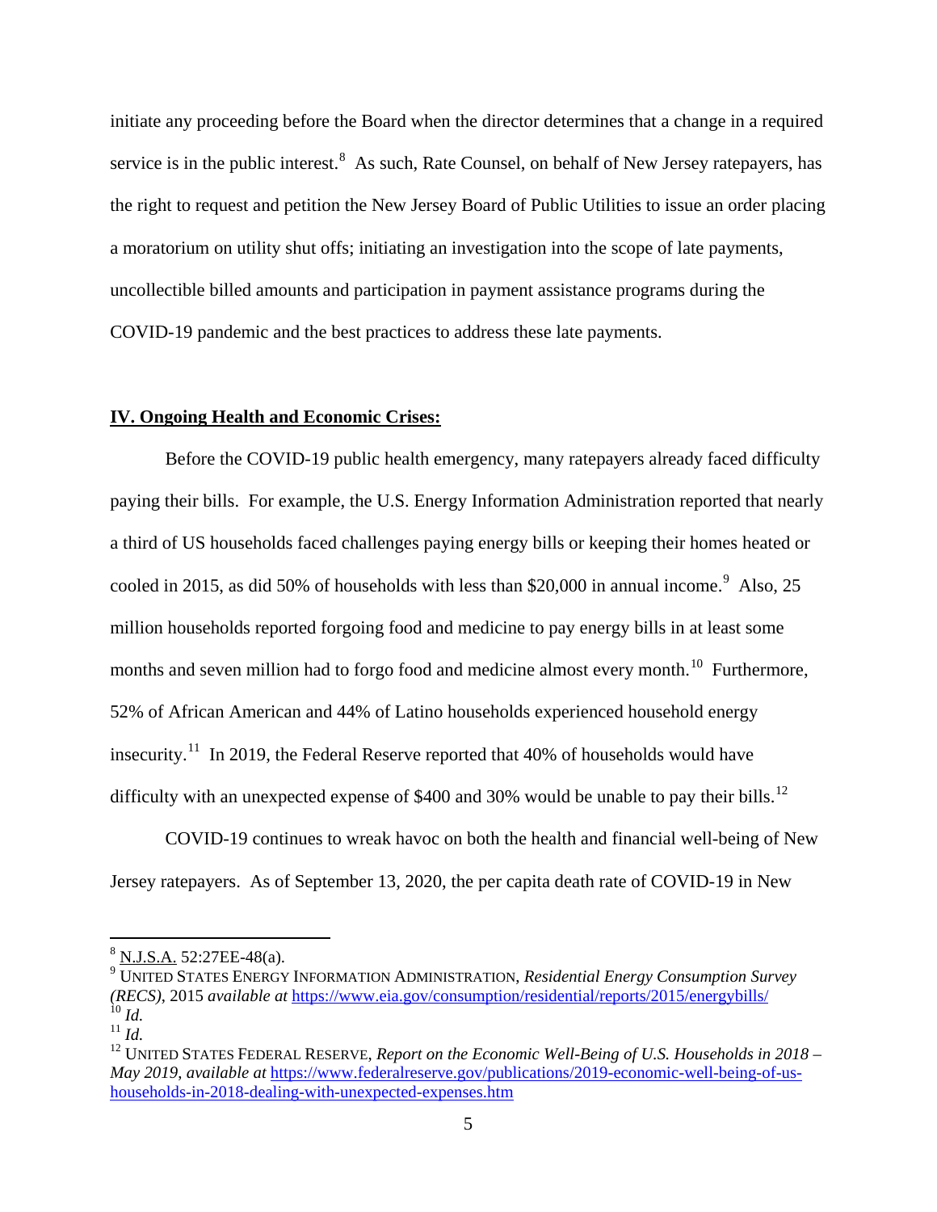initiate any proceeding before the Board when the director determines that a change in a required service is in the public interest.[8] As such, Rate Counsel, on behalf of New Jersey ratepayers, has the right to request and petition the New Jersey Board of Public Utilities to issue an order placing a moratorium on utility shut offs; initiating an investigation into the scope of late payments, uncollectible billed amounts and participation in payment assistance programs during the COVID-19 pandemic and the best practices to address these late payments.

## IV. Ongoing Health and Economic Crises:

Before the COVID-19 public health emergency, many ratepayers already faced difficulty paying their bills. For example, the U.S. Energy Information Administration reported that nearly a third of US households faced challenges paying energy bills or keeping their homes heated or cooled in 2015, as did 50% of households with less than $20,000 in annual income.[9] Also, 25 million households reported forgoing food and medicine to pay energy bills in at least some months and seven million had to forgo food and medicine almost every month.[10] Furthermore, 52% of African American and 44% of Latino households experienced household energy insecurity.[11] In 2019, the Federal Reserve reported that 40% of households would have difficulty with an unexpected expense of $400 and 30% would be unable to pay their bills.[12]

COVID-19 continues to wreak havoc on both the health and financial well-being of New Jersey ratepayers. As of September 13, 2020, the per capita death rate of COVID-19 in New

---

[8] N.J.S.A. 52:27EE-48(a).

[9] UNITED STATES ENERGY INFORMATION ADMINISTRATION, *Residential Energy Consumption Survey (RECS)*, 2015 *available at* https://www.eia.gov/consumption/residential/reports/2015/energybills/

[10] *Id.*

[11] *Id.*

[12] UNITED STATES FEDERAL RESERVE, *Report on the Economic Well-Being of U.S. Households in 2018 – May 2019*, *available at* https://www.federalreserve.gov/publications/2019-economic-well-being-of-us-households-in-2018-dealing-with-unexpected-expenses.htm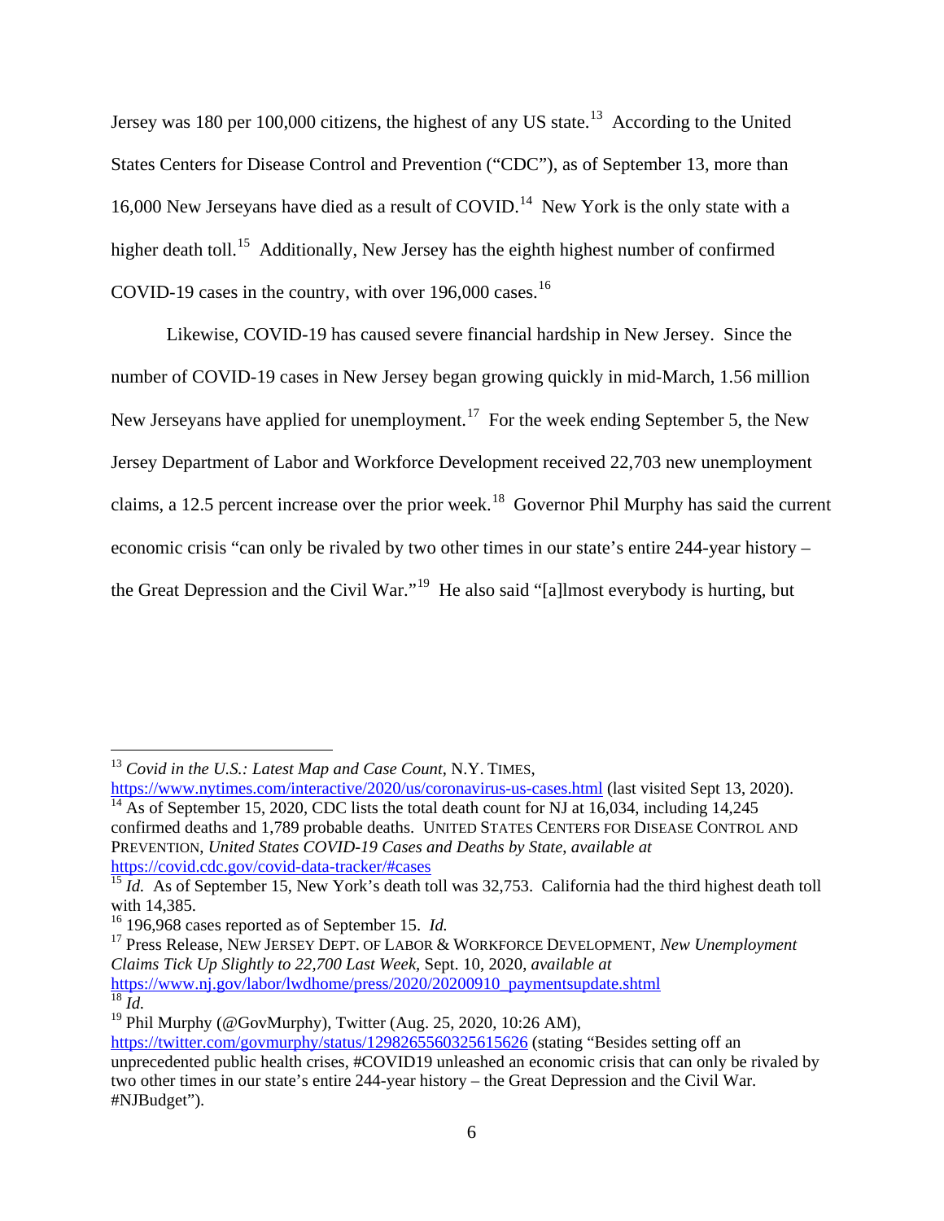Jersey was 180 per 100,000 citizens, the highest of any US state.[13] According to the United States Centers for Disease Control and Prevention ("CDC"), as of September 13, more than 16,000 New Jerseyans have died as a result of COVID.[14] New York is the only state with a higher death toll.[15] Additionally, New Jersey has the eighth highest number of confirmed COVID-19 cases in the country, with over 196,000 cases.[16]

Likewise, COVID-19 has caused severe financial hardship in New Jersey. Since the number of COVID-19 cases in New Jersey began growing quickly in mid-March, 1.56 million New Jerseyans have applied for unemployment.[17] For the week ending September 5, the New Jersey Department of Labor and Workforce Development received 22,703 new unemployment claims, a 12.5 percent increase over the prior week.[18] Governor Phil Murphy has said the current economic crisis "can only be rivaled by two other times in our state's entire 244-year history – the Great Depression and the Civil War."[19] He also said "[a]lmost everybody is hurting, but

---

[13] *Covid in the U.S.: Latest Map and Case Count*, N.Y. TIMES, https://www.nytimes.com/interactive/2020/us/coronavirus-us-cases.html (last visited Sept 13, 2020).

[14] As of September 15, 2020, CDC lists the total death count for NJ at 16,034, including 14,245 confirmed deaths and 1,789 probable deaths. UNITED STATES CENTERS FOR DISEASE CONTROL AND PREVENTION, *United States COVID-19 Cases and Deaths by State*, *available at* https://covid.cdc.gov/covid-data-tracker/#cases

[15] *Id.* As of September 15, New York's death toll was 32,753. California had the third highest death toll with 14,385.

[16] 196,968 cases reported as of September 15. *Id.*

[17] Press Release, NEW JERSEY DEPT. OF LABOR & WORKFORCE DEVELOPMENT, *New Unemployment Claims Tick Up Slightly to 22,700 Last Week*, Sept. 10, 2020, *available at* https://www.nj.gov/labor/lwdhome/press/2020/20200910_paymentsupdate.shtml

[18] *Id.*

[19] Phil Murphy (@GovMurphy), Twitter (Aug. 25, 2020, 10:26 AM), https://twitter.com/govmurphy/status/1298265560325615626 (stating "Besides setting off an unprecedented public health crises, #COVID19 unleashed an economic crisis that can only be rivaled by two other times in our state's entire 244-year history – the Great Depression and the Civil War. #NJBudget").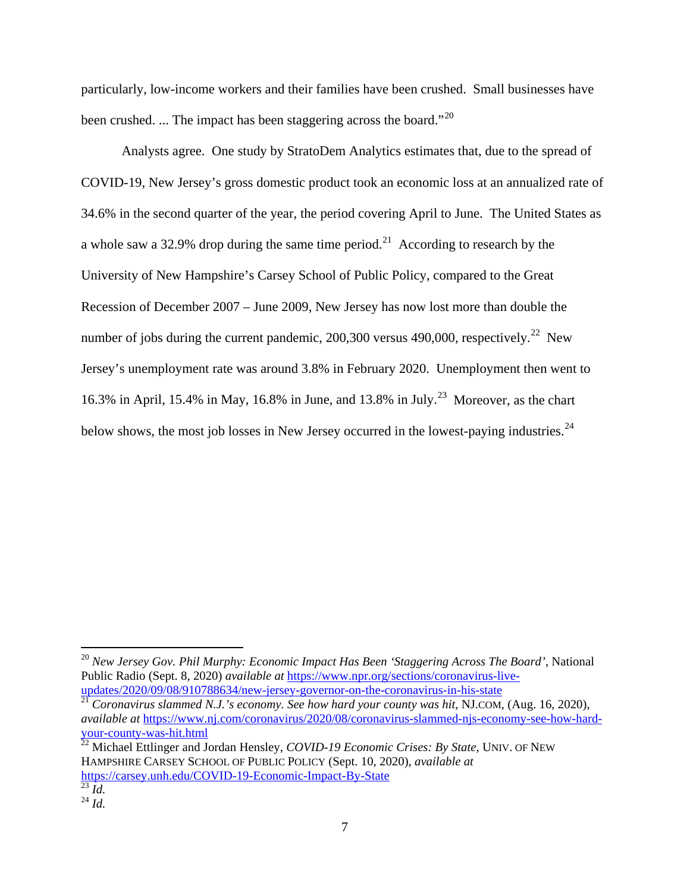particularly, low-income workers and their families have been crushed. Small businesses have been crushed. ... The impact has been staggering across the board."[20]

Analysts agree. One study by StratoDem Analytics estimates that, due to the spread of COVID-19, New Jersey's gross domestic product took an economic loss at an annualized rate of 34.6% in the second quarter of the year, the period covering April to June. The United States as a whole saw a 32.9% drop during the same time period.[21] According to research by the University of New Hampshire's Carsey School of Public Policy, compared to the Great Recession of December 2007 – June 2009, New Jersey has now lost more than double the number of jobs during the current pandemic, 200,300 versus 490,000, respectively.[22] New Jersey's unemployment rate was around 3.8% in February 2020. Unemployment then went to 16.3% in April, 15.4% in May, 16.8% in June, and 13.8% in July.[23] Moreover, as the chart below shows, the most job losses in New Jersey occurred in the lowest-paying industries.[24]

---

[20] *New Jersey Gov. Phil Murphy: Economic Impact Has Been 'Staggering Across The Board'*, National Public Radio (Sept. 8, 2020) *available at* https://www.npr.org/sections/coronavirus-live-updates/2020/09/08/910788634/new-jersey-governor-on-the-coronavirus-in-his-state

[21] *Coronavirus slammed N.J.'s economy. See how hard your county was hit*, NJ.COM, (Aug. 16, 2020), *available at* https://www.nj.com/coronavirus/2020/08/coronavirus-slammed-njs-economy-see-how-hard-your-county-was-hit.html

[22] Michael Ettlinger and Jordan Hensley, *COVID-19 Economic Crises: By State*, UNIV. OF NEW HAMPSHIRE CARSEY SCHOOL OF PUBLIC POLICY (Sept. 10, 2020), *available at* https://carsey.unh.edu/COVID-19-Economic-Impact-By-State

[23] *Id.*

[24] *Id.*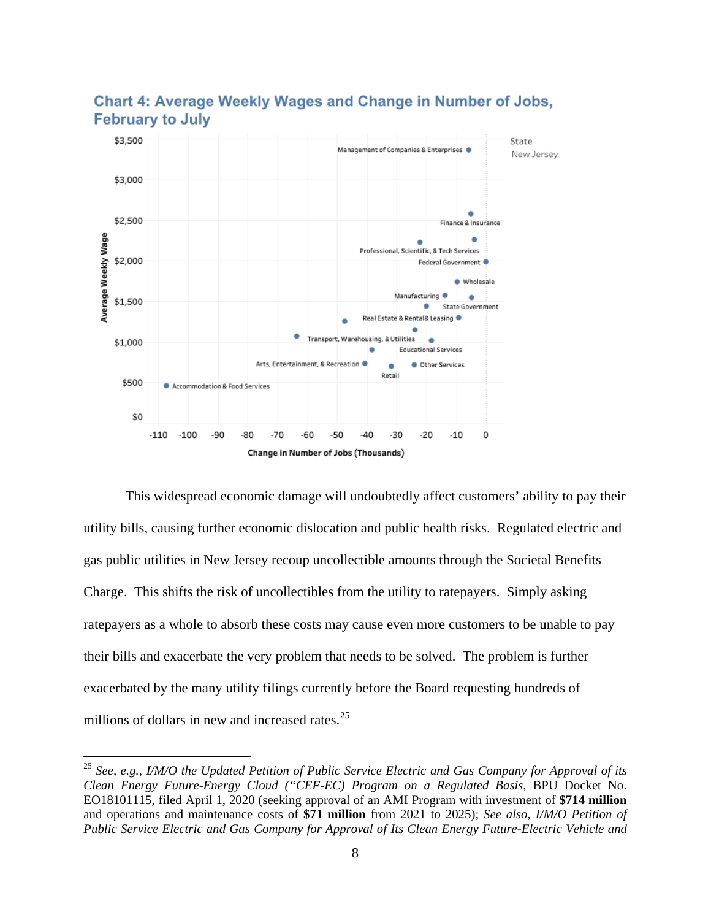**Chart 4: Average Weekly Wages and Change in Number of Jobs, February to July**

State: New Jersey

Average Weekly Wage ($0–$3,500) vs. Change in Number of Jobs (Thousands) (-110 to 0)

Management of Companies & Enterprises; Finance & Insurance; Professional, Scientific, & Tech Services; Federal Government; Wholesale; Manufacturing; State Government; Real Estate & Rental& Leasing; Transport, Warehousing, & Utilities; Educational Services; Arts, Entertainment, & Recreation; Other Services; Retail; Accommodation & Food Services

This widespread economic damage will undoubtedly affect customers' ability to pay their utility bills, causing further economic dislocation and public health risks. Regulated electric and gas public utilities in New Jersey recoup uncollectible amounts through the Societal Benefits Charge. This shifts the risk of uncollectibles from the utility to ratepayers. Simply asking ratepayers as a whole to absorb these costs may cause even more customers to be unable to pay their bills and exacerbate the very problem that needs to be solved. The problem is further exacerbated by the many utility filings currently before the Board requesting hundreds of millions of dollars in new and increased rates.[25]

---

[25] *See, e.g., I/M/O the Updated Petition of Public Service Electric and Gas Company for Approval of its Clean Energy Future-Energy Cloud ("CEF-EC) Program on a Regulated Basis*, BPU Docket No. EO18101115, filed April 1, 2020 (seeking approval of an AMI Program with investment of **$714 million** and operations and maintenance costs of **$71 million** from 2021 to 2025); *See also, I/M/O Petition of Public Service Electric and Gas Company for Approval of Its Clean Energy Future-Electric Vehicle and*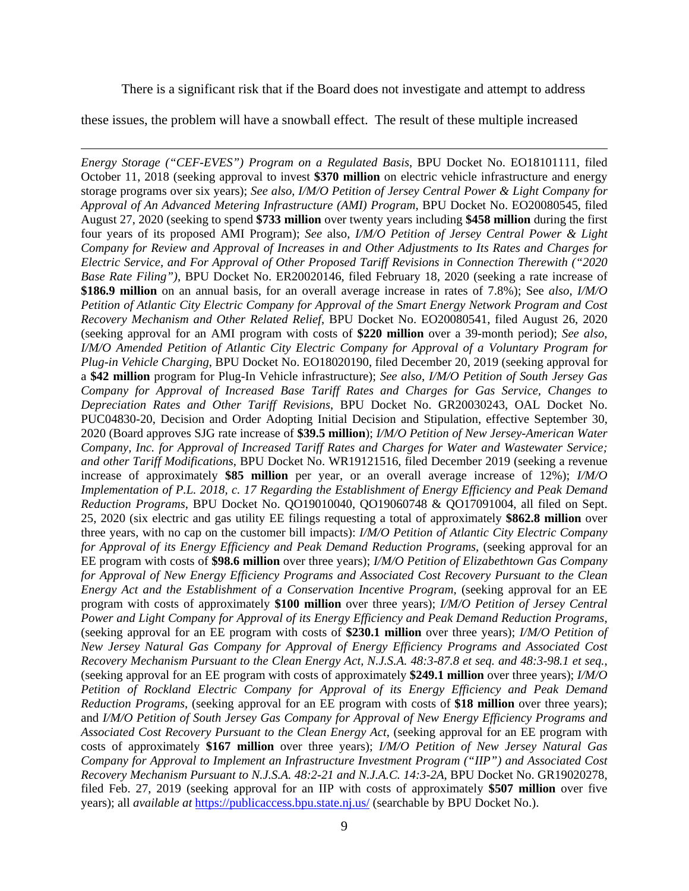There is a significant risk that if the Board does not investigate and attempt to address these issues, the problem will have a snowball effect. The result of these multiple increased

---

*Energy Storage ("CEF-EVES") Program on a Regulated Basis*, BPU Docket No. EO18101111, filed October 11, 2018 (seeking approval to invest **$370 million** on electric vehicle infrastructure and energy storage programs over six years); *See also*, *I/M/O Petition of Jersey Central Power & Light Company for Approval of An Advanced Metering Infrastructure (AMI) Program*, BPU Docket No. EO20080545, filed August 27, 2020 (seeking to spend **$733 million** over twenty years including **$458 million** during the first four years of its proposed AMI Program); *See* also, *I/M/O Petition of Jersey Central Power & Light Company for Review and Approval of Increases in and Other Adjustments to Its Rates and Charges for Electric Service, and For Approval of Other Proposed Tariff Revisions in Connection Therewith ("2020 Base Rate Filing")*, BPU Docket No. ER20020146, filed February 18, 2020 (seeking a rate increase of **$186.9 million** on an annual basis, for an overall average increase in rates of 7.8%); See *also*, *I/M/O Petition of Atlantic City Electric Company for Approval of the Smart Energy Network Program and Cost Recovery Mechanism and Other Related Relief*, BPU Docket No. EO20080541, filed August 26, 2020 (seeking approval for an AMI program with costs of **$220 million** over a 39-month period); *See also*, *I/M/O Amended Petition of Atlantic City Electric Company for Approval of a Voluntary Program for Plug-in Vehicle Charging*, BPU Docket No. EO18020190, filed December 20, 2019 (seeking approval for a **$42 million** program for Plug-In Vehicle infrastructure); *See also*, *I/M/O Petition of South Jersey Gas Company for Approval of Increased Base Tariff Rates and Charges for Gas Service, Changes to Depreciation Rates and Other Tariff Revisions*, BPU Docket No. GR20030243, OAL Docket No. PUC04830-20, Decision and Order Adopting Initial Decision and Stipulation, effective September 30, 2020 (Board approves SJG rate increase of **$39.5 million**); *I/M/O Petition of New Jersey-American Water Company, Inc. for Approval of Increased Tariff Rates and Charges for Water and Wastewater Service; and other Tariff Modifications*, BPU Docket No. WR19121516, filed December 2019 (seeking a revenue increase of approximately **$85 million** per year, or an overall average increase of 12%); *I/M/O Implementation of P.L. 2018, c. 17 Regarding the Establishment of Energy Efficiency and Peak Demand Reduction Programs*, BPU Docket No. QO19010040, QO19060748 & QO17091004, all filed on Sept. 25, 2020 (six electric and gas utility EE filings requesting a total of approximately **$862.8 million** over three years, with no cap on the customer bill impacts): *I/M/O Petition of Atlantic City Electric Company for Approval of its Energy Efficiency and Peak Demand Reduction Programs*, (seeking approval for an EE program with costs of **$98.6 million** over three years); *I/M/O Petition of Elizabethtown Gas Company for Approval of New Energy Efficiency Programs and Associated Cost Recovery Pursuant to the Clean Energy Act and the Establishment of a Conservation Incentive Program*, (seeking approval for an EE program with costs of approximately **$100 million** over three years); *I/M/O Petition of Jersey Central Power and Light Company for Approval of its Energy Efficiency and Peak Demand Reduction Programs*, (seeking approval for an EE program with costs of **$230.1 million** over three years); *I/M/O Petition of New Jersey Natural Gas Company for Approval of Energy Efficiency Programs and Associated Cost Recovery Mechanism Pursuant to the Clean Energy Act, N.J.S.A. 48:3-87.8 et seq. and 48:3-98.1 et seq.*, (seeking approval for an EE program with costs of approximately **$249.1 million** over three years); *I/M/O Petition of Rockland Electric Company for Approval of its Energy Efficiency and Peak Demand Reduction Programs*, (seeking approval for an EE program with costs of **$18 million** over three years); and *I/M/O Petition of South Jersey Gas Company for Approval of New Energy Efficiency Programs and Associated Cost Recovery Pursuant to the Clean Energy Act*, (seeking approval for an EE program with costs of approximately **$167 million** over three years); *I/M/O Petition of New Jersey Natural Gas Company for Approval to Implement an Infrastructure Investment Program ("IIP") and Associated Cost Recovery Mechanism Pursuant to N.J.S.A. 48:2-21 and N.J.A.C. 14:3-2A*, BPU Docket No. GR19020278, filed Feb. 27, 2019 (seeking approval for an IIP with costs of approximately **$507 million** over five years); all *available at* https://publicaccess.bpu.state.nj.us/ (searchable by BPU Docket No.).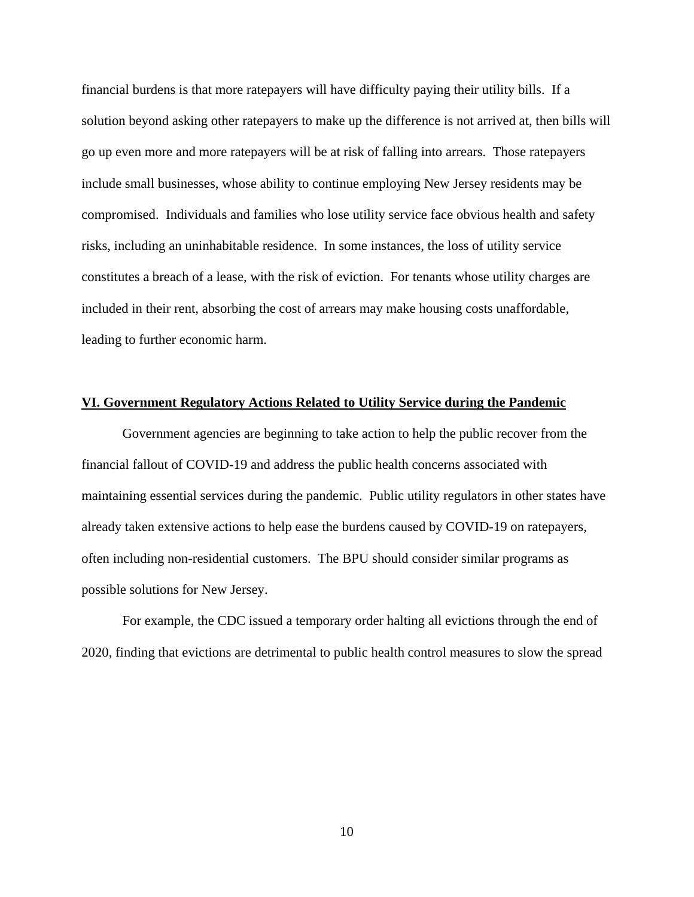financial burdens is that more ratepayers will have difficulty paying their utility bills. If a solution beyond asking other ratepayers to make up the difference is not arrived at, then bills will go up even more and more ratepayers will be at risk of falling into arrears. Those ratepayers include small businesses, whose ability to continue employing New Jersey residents may be compromised. Individuals and families who lose utility service face obvious health and safety risks, including an uninhabitable residence. In some instances, the loss of utility service constitutes a breach of a lease, with the risk of eviction. For tenants whose utility charges are included in their rent, absorbing the cost of arrears may make housing costs unaffordable, leading to further economic harm.

## VI. Government Regulatory Actions Related to Utility Service during the Pandemic

Government agencies are beginning to take action to help the public recover from the financial fallout of COVID-19 and address the public health concerns associated with maintaining essential services during the pandemic. Public utility regulators in other states have already taken extensive actions to help ease the burdens caused by COVID-19 on ratepayers, often including non-residential customers. The BPU should consider similar programs as possible solutions for New Jersey.

For example, the CDC issued a temporary order halting all evictions through the end of 2020, finding that evictions are detrimental to public health control measures to slow the spread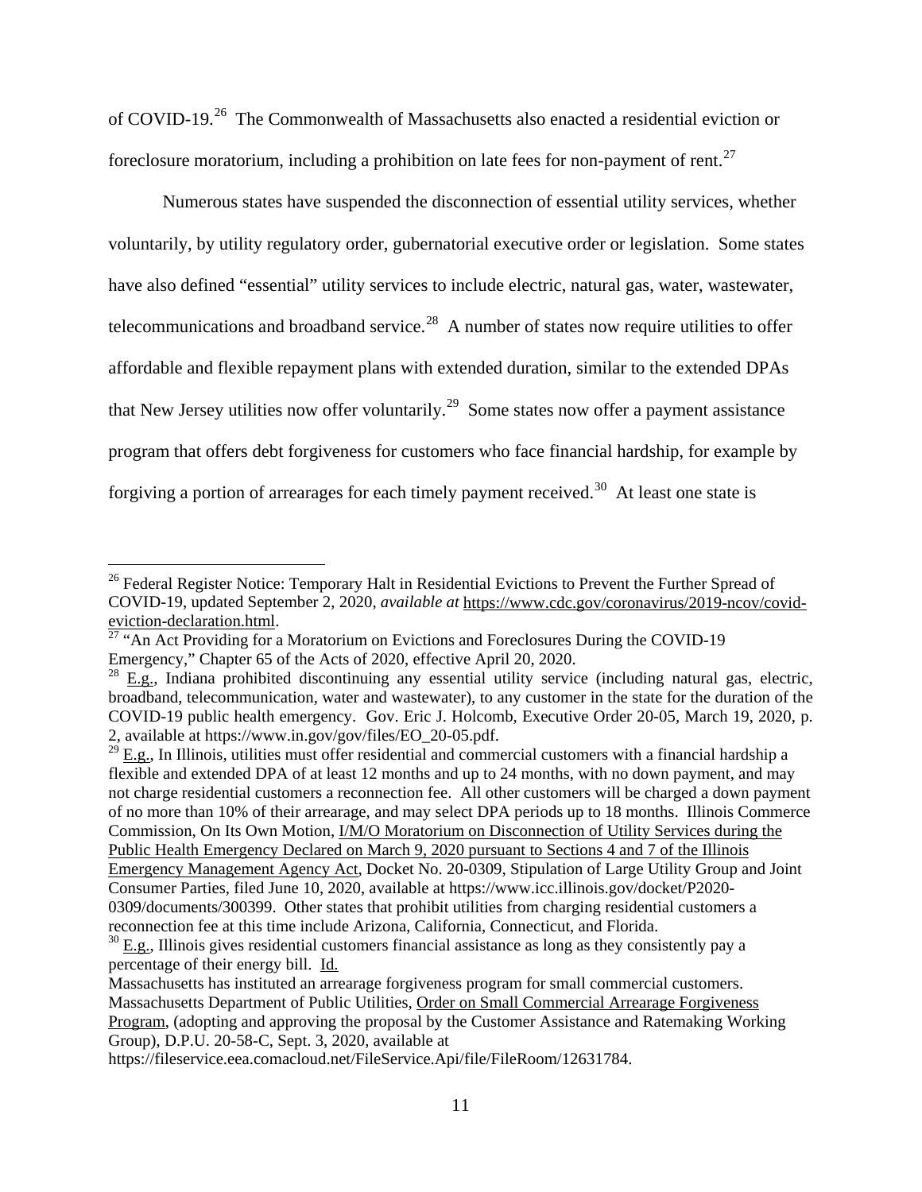of COVID-19.[26] The Commonwealth of Massachusetts also enacted a residential eviction or foreclosure moratorium, including a prohibition on late fees for non-payment of rent.[27]

Numerous states have suspended the disconnection of essential utility services, whether voluntarily, by utility regulatory order, gubernatorial executive order or legislation. Some states have also defined "essential" utility services to include electric, natural gas, water, wastewater, telecommunications and broadband service.[28] A number of states now require utilities to offer affordable and flexible repayment plans with extended duration, similar to the extended DPAs that New Jersey utilities now offer voluntarily.[29] Some states now offer a payment assistance program that offers debt forgiveness for customers who face financial hardship, for example by forgiving a portion of arrearages for each timely payment received.[30] At least one state is

---

[26] Federal Register Notice: Temporary Halt in Residential Evictions to Prevent the Further Spread of COVID-19, updated September 2, 2020, *available at* https://www.cdc.gov/coronavirus/2019-ncov/covid-eviction-declaration.html.

[27] "An Act Providing for a Moratorium on Evictions and Foreclosures During the COVID-19 Emergency," Chapter 65 of the Acts of 2020, effective April 20, 2020.

[28] E.g., Indiana prohibited discontinuing any essential utility service (including natural gas, electric, broadband, telecommunication, water and wastewater), to any customer in the state for the duration of the COVID-19 public health emergency. Gov. Eric J. Holcomb, Executive Order 20-05, March 19, 2020, p. 2, available at https://www.in.gov/gov/files/EO_20-05.pdf.

[29] E.g., In Illinois, utilities must offer residential and commercial customers with a financial hardship a flexible and extended DPA of at least 12 months and up to 24 months, with no down payment, and may not charge residential customers a reconnection fee. All other customers will be charged a down payment of no more than 10% of their arrearage, and may select DPA periods up to 18 months. Illinois Commerce Commission, On Its Own Motion, I/M/O Moratorium on Disconnection of Utility Services during the Public Health Emergency Declared on March 9, 2020 pursuant to Sections 4 and 7 of the Illinois Emergency Management Agency Act, Docket No. 20-0309, Stipulation of Large Utility Group and Joint Consumer Parties, filed June 10, 2020, available at https://www.icc.illinois.gov/docket/P2020-0309/documents/300399. Other states that prohibit utilities from charging residential customers a reconnection fee at this time include Arizona, California, Connecticut, and Florida.

[30] E.g., Illinois gives residential customers financial assistance as long as they consistently pay a percentage of their energy bill. Id.
Massachusetts has instituted an arrearage forgiveness program for small commercial customers. Massachusetts Department of Public Utilities, Order on Small Commercial Arrearage Forgiveness Program, (adopting and approving the proposal by the Customer Assistance and Ratemaking Working Group), D.P.U. 20-58-C, Sept. 3, 2020, available at https://fileservice.eea.comacloud.net/FileService.Api/file/FileRoom/12631784.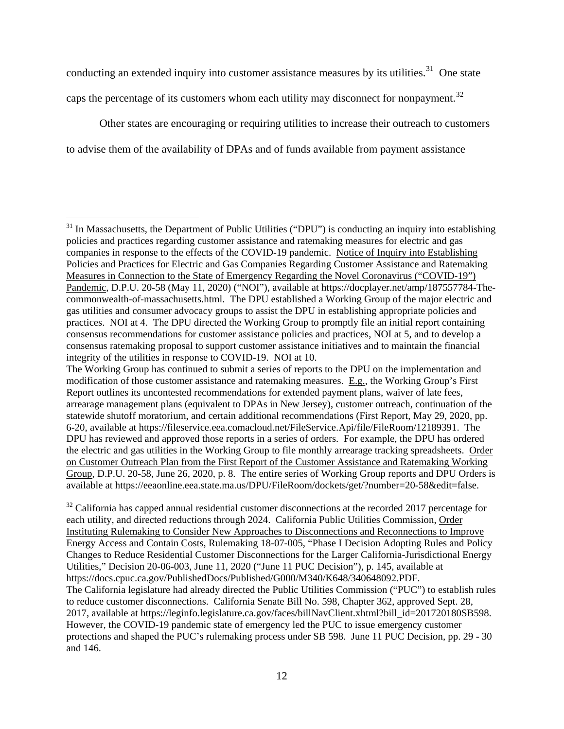conducting an extended inquiry into customer assistance measures by its utilities.[31] One state caps the percentage of its customers whom each utility may disconnect for nonpayment.[32]

Other states are encouraging or requiring utilities to increase their outreach to customers to advise them of the availability of DPAs and of funds available from payment assistance

---

[31] In Massachusetts, the Department of Public Utilities ("DPU") is conducting an inquiry into establishing policies and practices regarding customer assistance and ratemaking measures for electric and gas companies in response to the effects of the COVID-19 pandemic. Notice of Inquiry into Establishing Policies and Practices for Electric and Gas Companies Regarding Customer Assistance and Ratemaking Measures in Connection to the State of Emergency Regarding the Novel Coronavirus ("COVID-19") Pandemic, D.P.U. 20-58 (May 11, 2020) ("NOI"), available at https://docplayer.net/amp/187557784-The-commonwealth-of-massachusetts.html. The DPU established a Working Group of the major electric and gas utilities and consumer advocacy groups to assist the DPU in establishing appropriate policies and practices. NOI at 4. The DPU directed the Working Group to promptly file an initial report containing consensus recommendations for customer assistance policies and practices, NOI at 5, and to develop a consensus ratemaking proposal to support customer assistance initiatives and to maintain the financial integrity of the utilities in response to COVID-19. NOI at 10.
The Working Group has continued to submit a series of reports to the DPU on the implementation and modification of those customer assistance and ratemaking measures. E.g., the Working Group's First Report outlines its uncontested recommendations for extended payment plans, waiver of late fees, arrearage management plans (equivalent to DPAs in New Jersey), customer outreach, continuation of the statewide shutoff moratorium, and certain additional recommendations (First Report, May 29, 2020, pp. 6-20, available at https://fileservice.eea.comacloud.net/FileService.Api/file/FileRoom/12189391. The DPU has reviewed and approved those reports in a series of orders. For example, the DPU has ordered the electric and gas utilities in the Working Group to file monthly arrearage tracking spreadsheets. Order on Customer Outreach Plan from the First Report of the Customer Assistance and Ratemaking Working Group, D.P.U. 20-58, June 26, 2020, p. 8. The entire series of Working Group reports and DPU Orders is available at https://eeaonline.eea.state.ma.us/DPU/FileRoom/dockets/get/?number=20-58&edit=false.

[32] California has capped annual residential customer disconnections at the recorded 2017 percentage for each utility, and directed reductions through 2024. California Public Utilities Commission, Order Instituting Rulemaking to Consider New Approaches to Disconnections and Reconnections to Improve Energy Access and Contain Costs, Rulemaking 18-07-005, "Phase I Decision Adopting Rules and Policy Changes to Reduce Residential Customer Disconnections for the Larger California-Jurisdictional Energy Utilities," Decision 20-06-003, June 11, 2020 ("June 11 PUC Decision"), p. 145, available at https://docs.cpuc.ca.gov/PublishedDocs/Published/G000/M340/K648/340648092.PDF.
The California legislature had already directed the Public Utilities Commission ("PUC") to establish rules to reduce customer disconnections. California Senate Bill No. 598, Chapter 362, approved Sept. 28, 2017, available at https://leginfo.legislature.ca.gov/faces/billNavClient.xhtml?bill_id=201720180SB598. However, the COVID-19 pandemic state of emergency led the PUC to issue emergency customer protections and shaped the PUC's rulemaking process under SB 598. June 11 PUC Decision, pp. 29 - 30 and 146.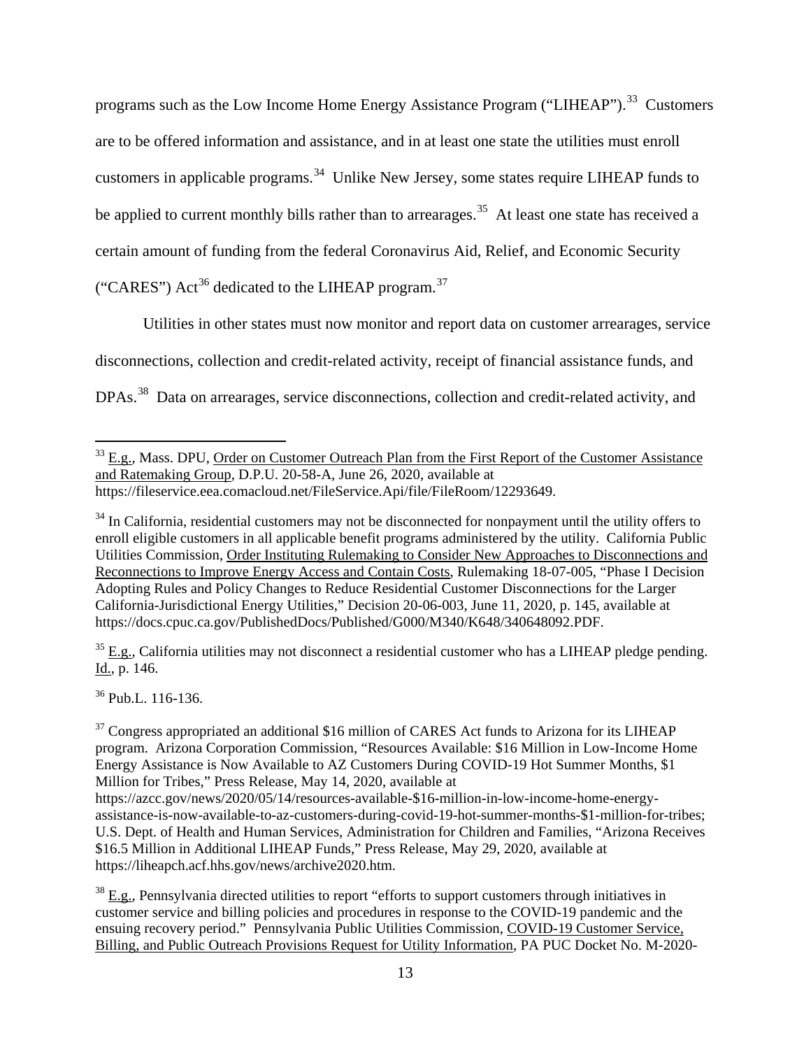programs such as the Low Income Home Energy Assistance Program ("LIHEAP").[33] Customers are to be offered information and assistance, and in at least one state the utilities must enroll customers in applicable programs.[34] Unlike New Jersey, some states require LIHEAP funds to be applied to current monthly bills rather than to arrearages.[35] At least one state has received a certain amount of funding from the federal Coronavirus Aid, Relief, and Economic Security ("CARES") Act[36] dedicated to the LIHEAP program.[37]

Utilities in other states must now monitor and report data on customer arrearages, service disconnections, collection and credit-related activity, receipt of financial assistance funds, and DPAs.[38] Data on arrearages, service disconnections, collection and credit-related activity, and

---

[33] E.g., Mass. DPU, Order on Customer Outreach Plan from the First Report of the Customer Assistance and Ratemaking Group, D.P.U. 20-58-A, June 26, 2020, available at https://fileservice.eea.comacloud.net/FileService.Api/file/FileRoom/12293649.

[34] In California, residential customers may not be disconnected for nonpayment until the utility offers to enroll eligible customers in all applicable benefit programs administered by the utility. California Public Utilities Commission, Order Instituting Rulemaking to Consider New Approaches to Disconnections and Reconnections to Improve Energy Access and Contain Costs, Rulemaking 18-07-005, "Phase I Decision Adopting Rules and Policy Changes to Reduce Residential Customer Disconnections for the Larger California-Jurisdictional Energy Utilities," Decision 20-06-003, June 11, 2020, p. 145, available at https://docs.cpuc.ca.gov/PublishedDocs/Published/G000/M340/K648/340648092.PDF.

[35] E.g., California utilities may not disconnect a residential customer who has a LIHEAP pledge pending. Id., p. 146.

[36] Pub.L. 116-136.

[37] Congress appropriated an additional $16 million of CARES Act funds to Arizona for its LIHEAP program. Arizona Corporation Commission, "Resources Available: $16 Million in Low-Income Home Energy Assistance is Now Available to AZ Customers During COVID-19 Hot Summer Months, $1 Million for Tribes," Press Release, May 14, 2020, available at https://azcc.gov/news/2020/05/14/resources-available-$16-million-in-low-income-home-energy-assistance-is-now-available-to-az-customers-during-covid-19-hot-summer-months-$1-million-for-tribes; U.S. Dept. of Health and Human Services, Administration for Children and Families, "Arizona Receives $16.5 Million in Additional LIHEAP Funds," Press Release, May 29, 2020, available at https://liheapch.acf.hhs.gov/news/archive2020.htm.

[38] E.g., Pennsylvania directed utilities to report "efforts to support customers through initiatives in customer service and billing policies and procedures in response to the COVID-19 pandemic and the ensuing recovery period." Pennsylvania Public Utilities Commission, COVID-19 Customer Service, Billing, and Public Outreach Provisions Request for Utility Information, PA PUC Docket No. M-2020-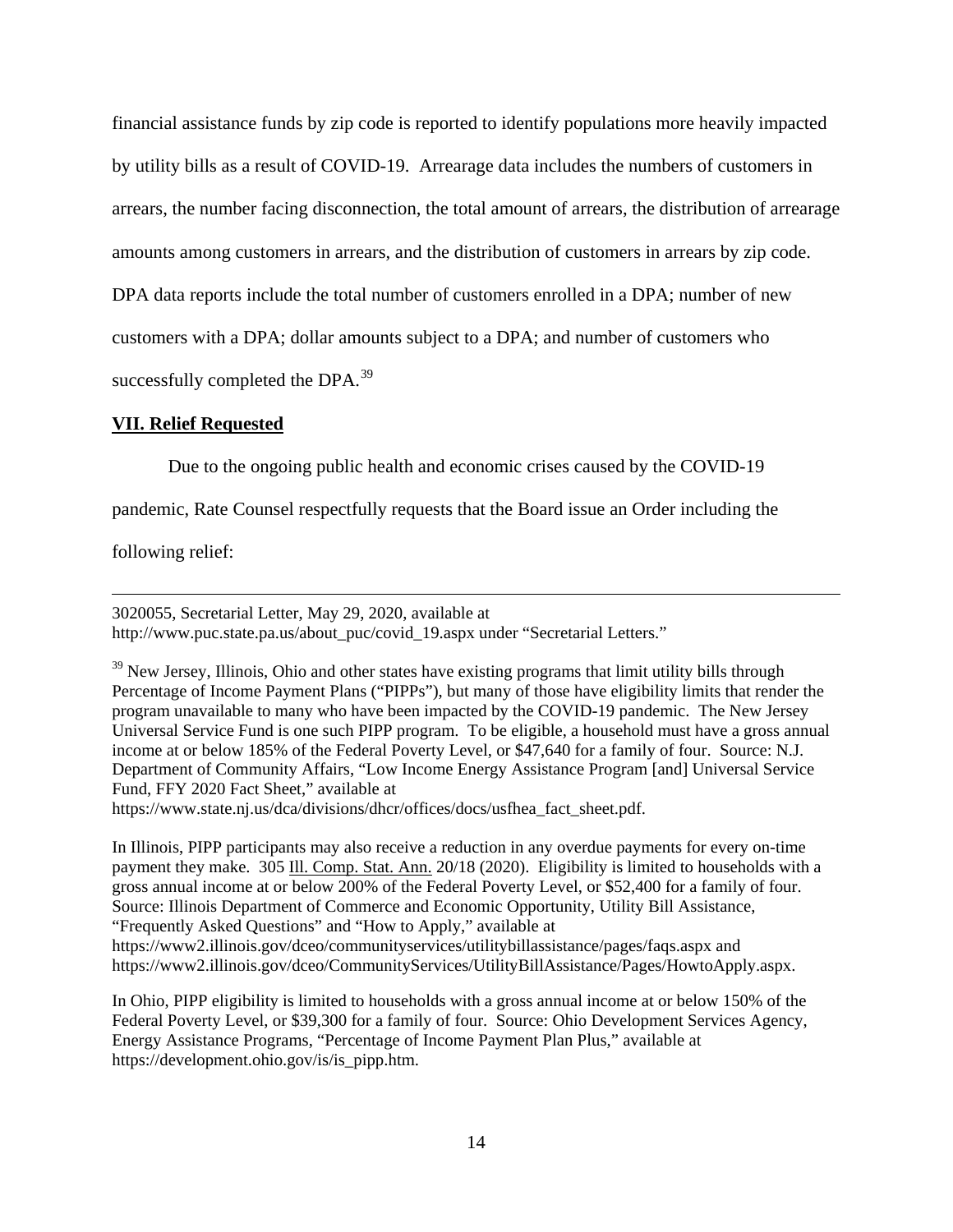financial assistance funds by zip code is reported to identify populations more heavily impacted by utility bills as a result of COVID-19. Arrearage data includes the numbers of customers in arrears, the number facing disconnection, the total amount of arrears, the distribution of arrearage amounts among customers in arrears, and the distribution of customers in arrears by zip code. DPA data reports include the total number of customers enrolled in a DPA; number of new customers with a DPA; dollar amounts subject to a DPA; and number of customers who successfully completed the DPA.[39]

## VII. Relief Requested

Due to the ongoing public health and economic crises caused by the COVID-19 pandemic, Rate Counsel respectfully requests that the Board issue an Order including the following relief:

---

3020055, Secretarial Letter, May 29, 2020, available at http://www.puc.state.pa.us/about_puc/covid_19.aspx under "Secretarial Letters."

[39] New Jersey, Illinois, Ohio and other states have existing programs that limit utility bills through Percentage of Income Payment Plans ("PIPPs"), but many of those have eligibility limits that render the program unavailable to many who have been impacted by the COVID-19 pandemic. The New Jersey Universal Service Fund is one such PIPP program. To be eligible, a household must have a gross annual income at or below 185% of the Federal Poverty Level, or $47,640 for a family of four. Source: N.J. Department of Community Affairs, "Low Income Energy Assistance Program [and] Universal Service Fund, FFY 2020 Fact Sheet," available at https://www.state.nj.us/dca/divisions/dhcr/offices/docs/usfhea_fact_sheet.pdf.

In Illinois, PIPP participants may also receive a reduction in any overdue payments for every on-time payment they make. 305 Ill. Comp. Stat. Ann. 20/18 (2020). Eligibility is limited to households with a gross annual income at or below 200% of the Federal Poverty Level, or $52,400 for a family of four. Source: Illinois Department of Commerce and Economic Opportunity, Utility Bill Assistance, "Frequently Asked Questions" and "How to Apply," available at https://www2.illinois.gov/dceo/communityservices/utilitybillassistance/pages/faqs.aspx and https://www2.illinois.gov/dceo/CommunityServices/UtilityBillAssistance/Pages/HowtoApply.aspx.

In Ohio, PIPP eligibility is limited to households with a gross annual income at or below 150% of the Federal Poverty Level, or $39,300 for a family of four. Source: Ohio Development Services Agency, Energy Assistance Programs, "Percentage of Income Payment Plan Plus," available at https://development.ohio.gov/is/is_pipp.htm.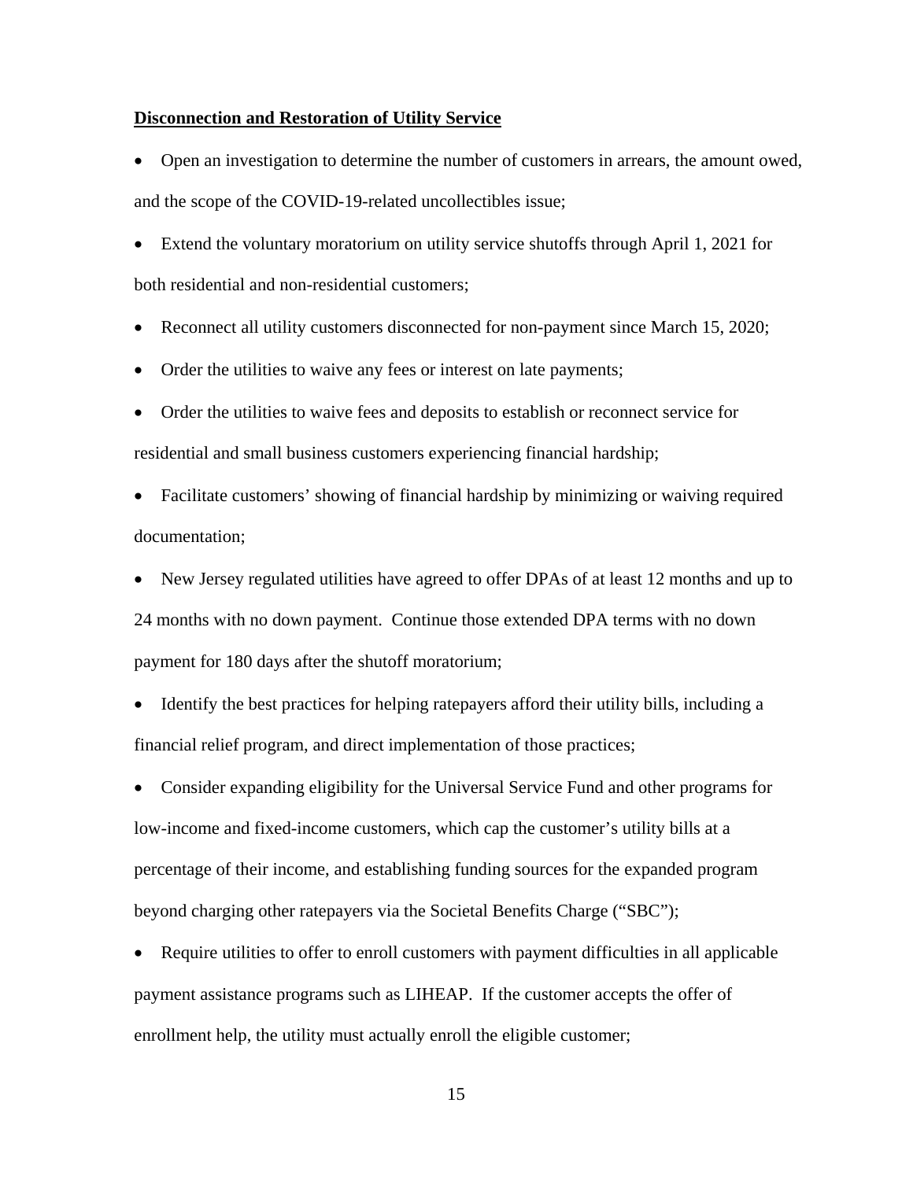**<u>Disconnection and Restoration of Utility Service</u>**

- Open an investigation to determine the number of customers in arrears, the amount owed, and the scope of the COVID-19-related uncollectibles issue;
- Extend the voluntary moratorium on utility service shutoffs through April 1, 2021 for both residential and non-residential customers;
- Reconnect all utility customers disconnected for non-payment since March 15, 2020;
- Order the utilities to waive any fees or interest on late payments;
- Order the utilities to waive fees and deposits to establish or reconnect service for residential and small business customers experiencing financial hardship;
- Facilitate customers' showing of financial hardship by minimizing or waiving required documentation;
- New Jersey regulated utilities have agreed to offer DPAs of at least 12 months and up to 24 months with no down payment. Continue those extended DPA terms with no down payment for 180 days after the shutoff moratorium;
- Identify the best practices for helping ratepayers afford their utility bills, including a financial relief program, and direct implementation of those practices;
- Consider expanding eligibility for the Universal Service Fund and other programs for low-income and fixed-income customers, which cap the customer's utility bills at a percentage of their income, and establishing funding sources for the expanded program beyond charging other ratepayers via the Societal Benefits Charge ("SBC");
- Require utilities to offer to enroll customers with payment difficulties in all applicable payment assistance programs such as LIHEAP. If the customer accepts the offer of enrollment help, the utility must actually enroll the eligible customer;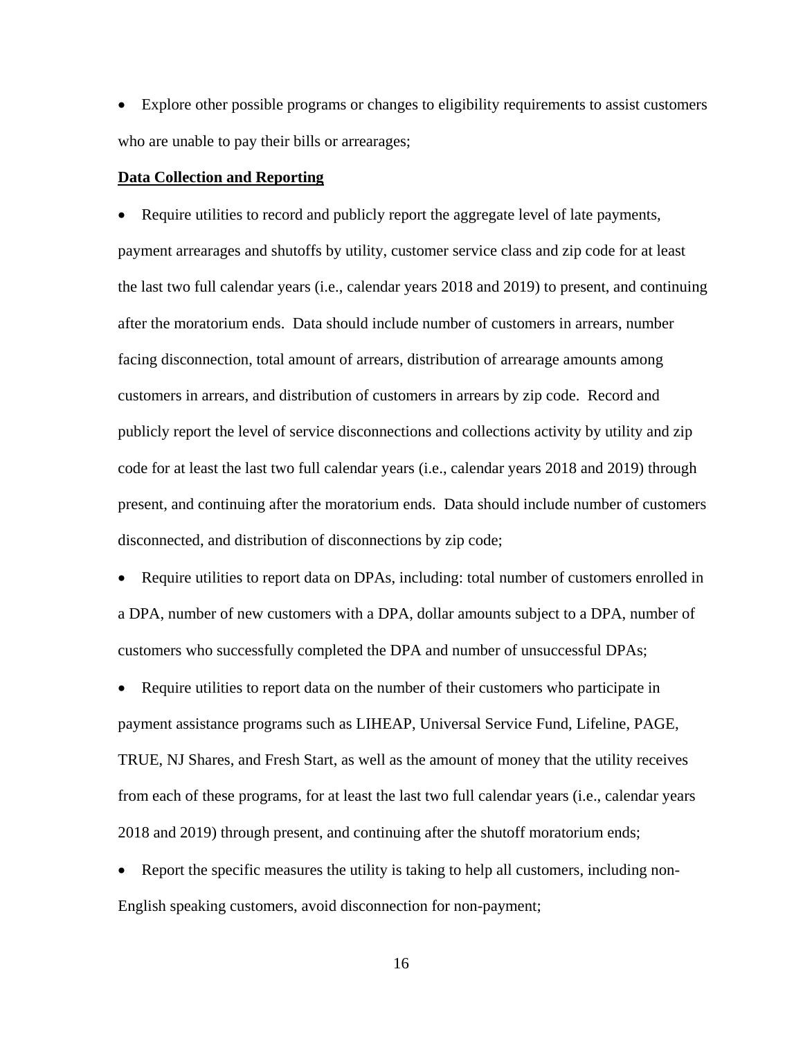- Explore other possible programs or changes to eligibility requirements to assist customers who are unable to pay their bills or arrearages;

**Data Collection and Reporting**

- Require utilities to record and publicly report the aggregate level of late payments, payment arrearages and shutoffs by utility, customer service class and zip code for at least the last two full calendar years (i.e., calendar years 2018 and 2019) to present, and continuing after the moratorium ends. Data should include number of customers in arrears, number facing disconnection, total amount of arrears, distribution of arrearage amounts among customers in arrears, and distribution of customers in arrears by zip code. Record and publicly report the level of service disconnections and collections activity by utility and zip code for at least the last two full calendar years (i.e., calendar years 2018 and 2019) through present, and continuing after the moratorium ends. Data should include number of customers disconnected, and distribution of disconnections by zip code;
- Require utilities to report data on DPAs, including: total number of customers enrolled in a DPA, number of new customers with a DPA, dollar amounts subject to a DPA, number of customers who successfully completed the DPA and number of unsuccessful DPAs;
- Require utilities to report data on the number of their customers who participate in payment assistance programs such as LIHEAP, Universal Service Fund, Lifeline, PAGE, TRUE, NJ Shares, and Fresh Start, as well as the amount of money that the utility receives from each of these programs, for at least the last two full calendar years (i.e., calendar years 2018 and 2019) through present, and continuing after the shutoff moratorium ends;
- Report the specific measures the utility is taking to help all customers, including non-English speaking customers, avoid disconnection for non-payment;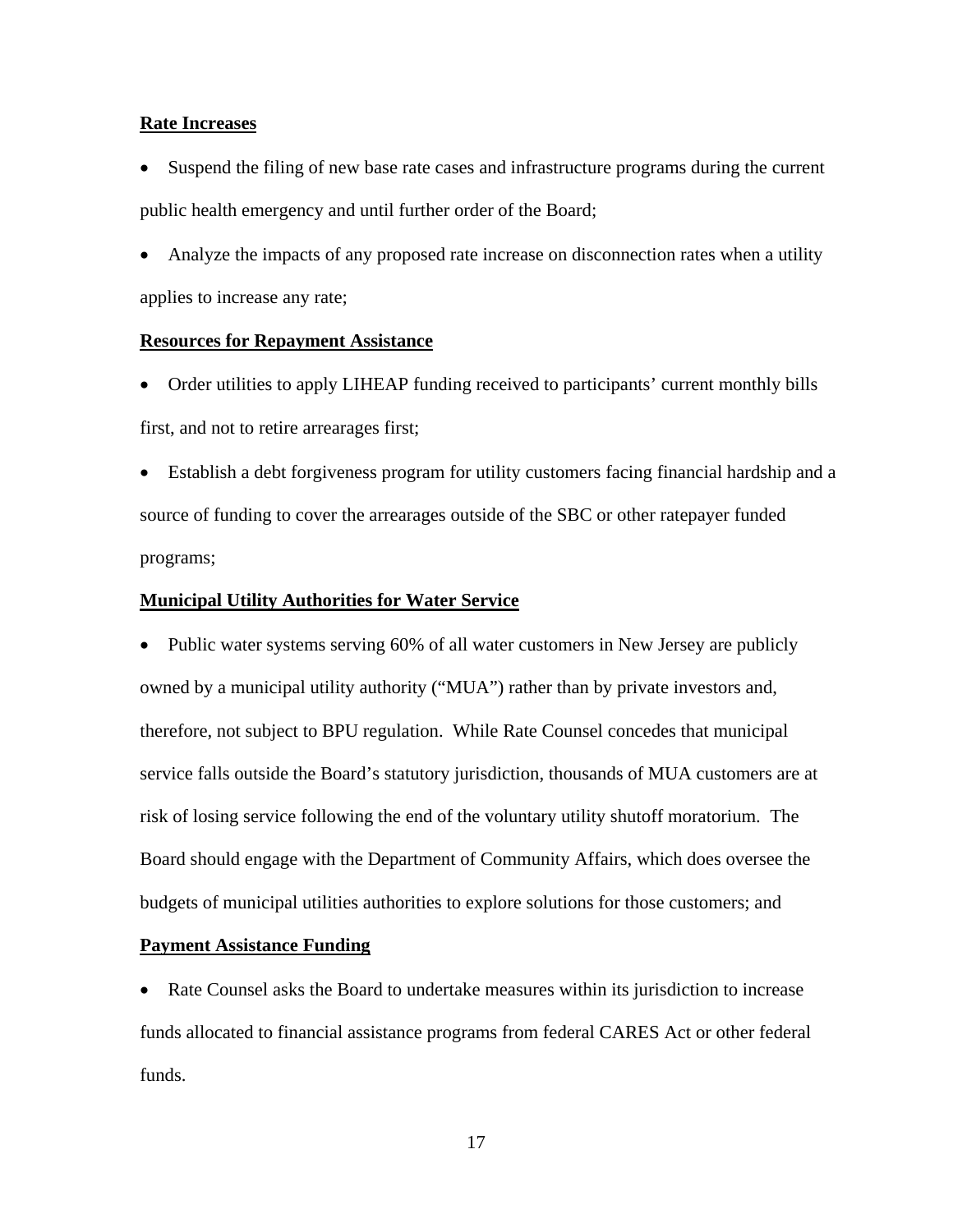**Rate Increases**

- Suspend the filing of new base rate cases and infrastructure programs during the current public health emergency and until further order of the Board;
- Analyze the impacts of any proposed rate increase on disconnection rates when a utility applies to increase any rate;

**Resources for Repayment Assistance**

- Order utilities to apply LIHEAP funding received to participants' current monthly bills first, and not to retire arrearages first;
- Establish a debt forgiveness program for utility customers facing financial hardship and a source of funding to cover the arrearages outside of the SBC or other ratepayer funded programs;

**Municipal Utility Authorities for Water Service**

- Public water systems serving 60% of all water customers in New Jersey are publicly owned by a municipal utility authority ("MUA") rather than by private investors and, therefore, not subject to BPU regulation. While Rate Counsel concedes that municipal service falls outside the Board's statutory jurisdiction, thousands of MUA customers are at risk of losing service following the end of the voluntary utility shutoff moratorium. The Board should engage with the Department of Community Affairs, which does oversee the budgets of municipal utilities authorities to explore solutions for those customers; and

**Payment Assistance Funding**

- Rate Counsel asks the Board to undertake measures within its jurisdiction to increase funds allocated to financial assistance programs from federal CARES Act or other federal funds.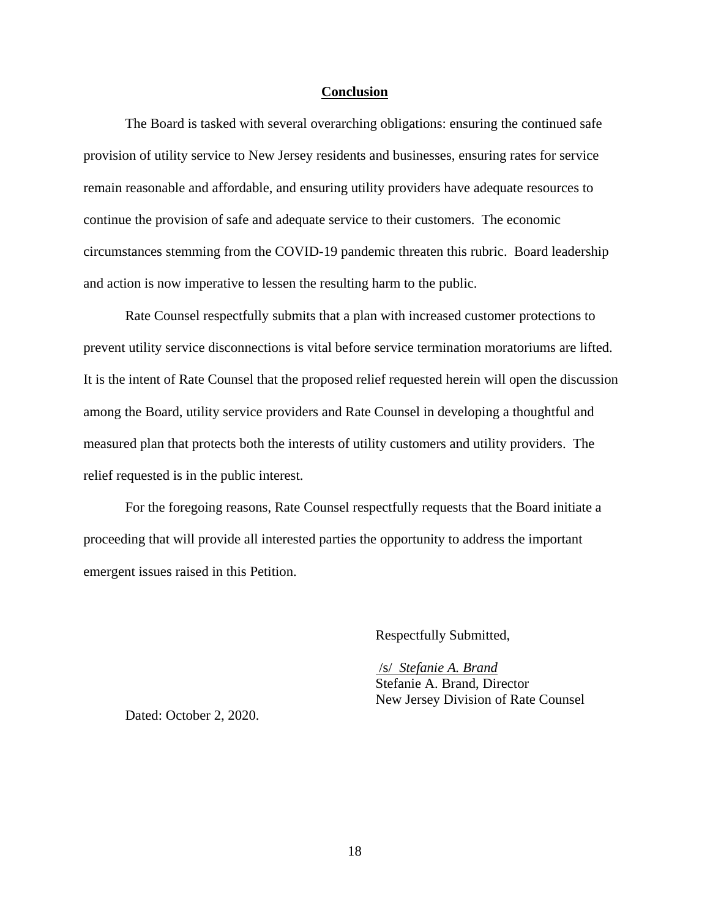## Conclusion

The Board is tasked with several overarching obligations: ensuring the continued safe provision of utility service to New Jersey residents and businesses, ensuring rates for service remain reasonable and affordable, and ensuring utility providers have adequate resources to continue the provision of safe and adequate service to their customers. The economic circumstances stemming from the COVID-19 pandemic threaten this rubric. Board leadership and action is now imperative to lessen the resulting harm to the public.

Rate Counsel respectfully submits that a plan with increased customer protections to prevent utility service disconnections is vital before service termination moratoriums are lifted. It is the intent of Rate Counsel that the proposed relief requested herein will open the discussion among the Board, utility service providers and Rate Counsel in developing a thoughtful and measured plan that protects both the interests of utility customers and utility providers. The relief requested is in the public interest.

For the foregoing reasons, Rate Counsel respectfully requests that the Board initiate a proceeding that will provide all interested parties the opportunity to address the important emergent issues raised in this Petition.

Respectfully Submitted,

/s/ *Stefanie A. Brand*
Stefanie A. Brand, Director
New Jersey Division of Rate Counsel

Dated: October 2, 2020.